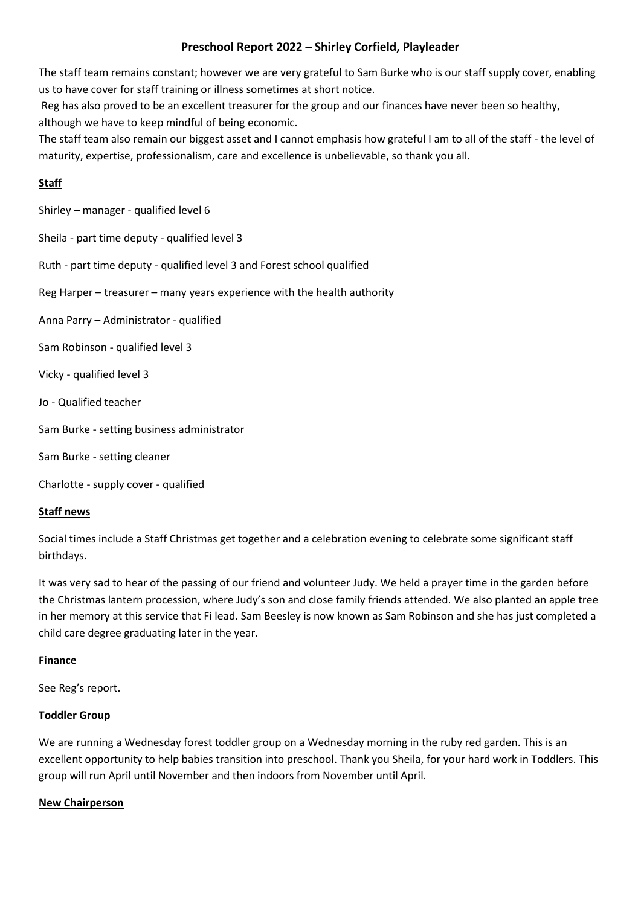# Preschool Report 2022 – Shirley Corfield, Playleader

The staff team remains constant; however we are very grateful to Sam Burke who is our staff supply cover, enabling us to have cover for staff training or illness sometimes at short notice.

Reg has also proved to be an excellent treasurer for the group and our finances have never been so healthy, although we have to keep mindful of being economic.

The staff team also remain our biggest asset and I cannot emphasis how grateful I am to all of the staff - the level of maturity, expertise, professionalism, care and excellence is unbelievable, so thank you all.

## Staff

Shirley – manager - qualified level 6

Sheila - part time deputy - qualified level 3

Ruth - part time deputy - qualified level 3 and Forest school qualified

Reg Harper – treasurer – many years experience with the health authority

Anna Parry – Administrator - qualified

Sam Robinson - qualified level 3

Vicky - qualified level 3

Jo - Qualified teacher

Sam Burke - setting business administrator

Sam Burke - setting cleaner

Charlotte - supply cover - qualified

## Staff news

Social times include a Staff Christmas get together and a celebration evening to celebrate some significant staff birthdays.

It was very sad to hear of the passing of our friend and volunteer Judy. We held a prayer time in the garden before the Christmas lantern procession, where Judy's son and close family friends attended. We also planted an apple tree in her memory at this service that Fi lead. Sam Beesley is now known as Sam Robinson and she has just completed a child care degree graduating later in the year.

## Finance

See Reg's report.

## Toddler Group

We are running a Wednesday forest toddler group on a Wednesday morning in the ruby red garden. This is an excellent opportunity to help babies transition into preschool. Thank you Sheila, for your hard work in Toddlers. This group will run April until November and then indoors from November until April.

## New Chairperson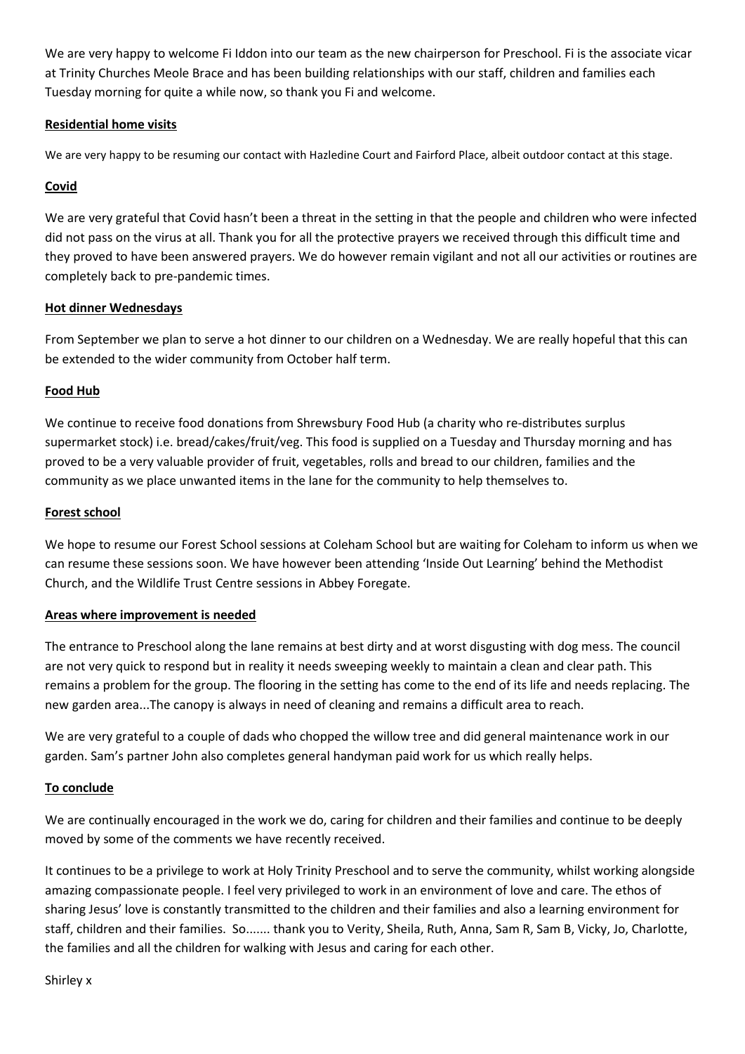We are very happy to welcome Fi Iddon into our team as the new chairperson for Preschool. Fi is the associate vicar at Trinity Churches Meole Brace and has been building relationships with our staff, children and families each Tuesday morning for quite a while now, so thank you Fi and welcome.

**Residential home visits**

We are very happy to be resuming our contact with Hazledine Court and Fairford Place, albeit outdoor contact at this stage.

**Covid**

We are very grateful that Covid hasn't been a threat in the setting in that the people and children who were infected did not pass on the virus at all. Thank you for all the protective prayers we received through this difficult time and they proved to have been answered prayers. We do however remain vigilant and not all our activities or routines are completely back to pre-pandemic times.

**Hot dinner Wednesdays**

From September we plan to serve a hot dinner to our children on a Wednesday. We are really hopeful that this can be extended to the wider community from October half term.

**Food Hub**

We continue to receive food donations from Shrewsbury Food Hub (a charity who re-distributes surplus supermarket stock) i.e. bread/cakes/fruit/veg. This food is supplied on a Tuesday and Thursday morning and has proved to be a very valuable provider of fruit, vegetables, rolls and bread to our children, families and the community as we place unwanted items in the lane for the community to help themselves to.

**Forest school**

We hope to resume our Forest School sessions at Coleham School but are waiting for Coleham to inform us when we can resume these sessions soon. We have however been attending 'Inside Out Learning' behind the Methodist Church, and the Wildlife Trust Centre sessions in Abbey Foregate.

**Areas where improvement is needed**

The entrance to Preschool along the lane remains at best dirty and at worst disgusting with dog mess. The council are not very quick to respond but in reality it needs sweeping weekly to maintain a clean and clear path. This remains a problem for the group. The flooring in the setting has come to the end of its life and needs replacing. The new garden area...The canopy is always in need of cleaning and remains a difficult area to reach.

We are very grateful to a couple of dads who chopped the willow tree and did general maintenance work in our garden. Sam's partner John also completes general handyman paid work for us which really helps.

**To conclude**

We are continually encouraged in the work we do, caring for children and their families and continue to be deeply moved by some of the comments we have recently received.

It continues to be a privilege to work at Holy Trinity Preschool and to serve the community, whilst working alongside amazing compassionate people. I feel very privileged to work in an environment of love and care. The ethos of sharing Jesus' love is constantly transmitted to the children and their families and also a learning environment for staff, children and their families. So....... thank you to Verity, Sheila, Ruth, Anna, Sam R, Sam B, Vicky, Jo, Charlotte, the families and all the children for walking with Jesus and caring for each other.

Shirley x